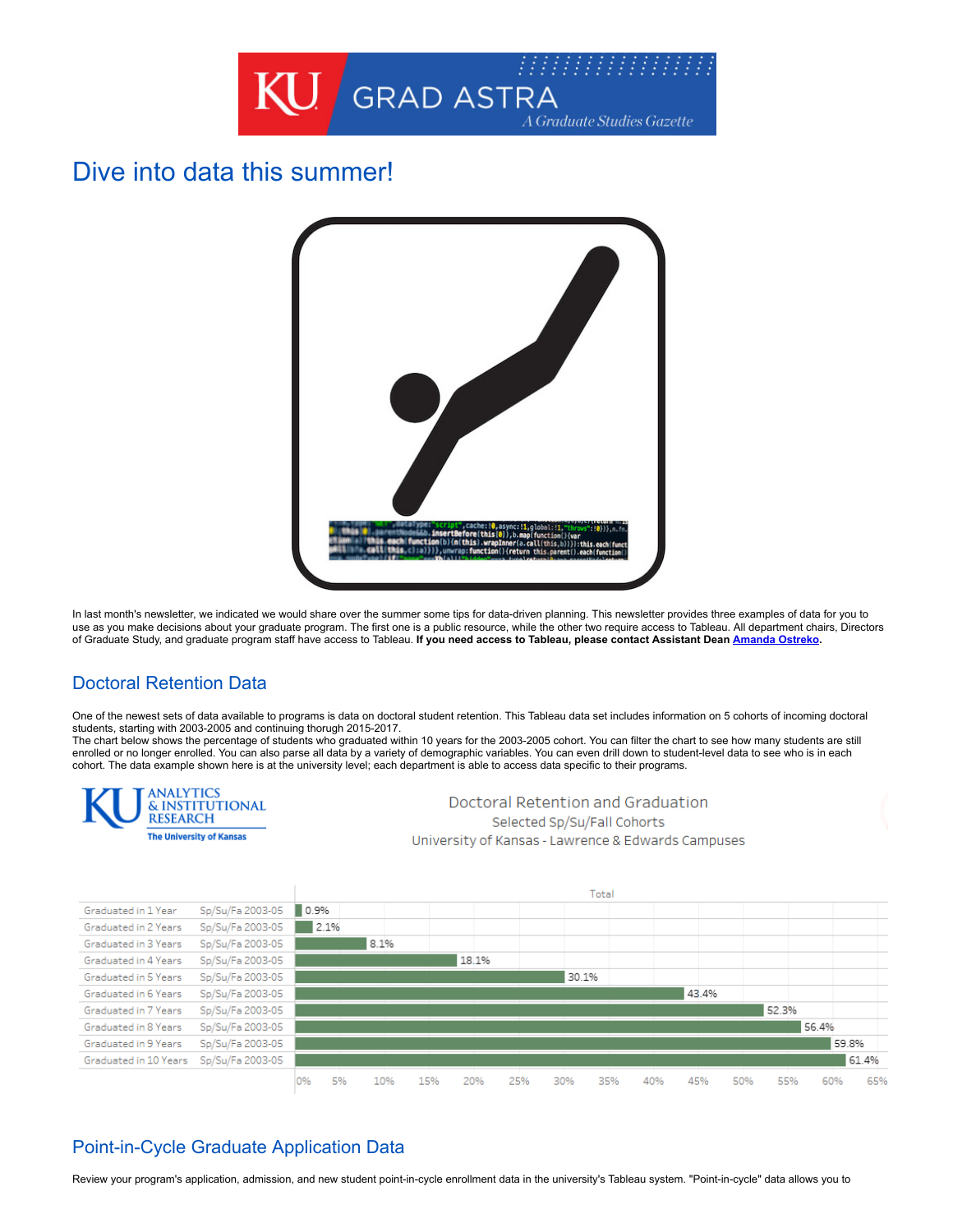# Dive into data this summer!

In last month's newsletter, we indicated we would share over the summer some tips for data-driven planning. This newsletter provides three examples of data for you to use as you make decisions about your graduate program. The first one is a public resource, while the other two require access to Tableau. All department chairs, Directors of Graduate Study, and graduate program staff have access to Tableau. **If you need access to Tableau, please contact Assistant Dean [Amanda Ostreko].**

## Doctoral Retention Data

One of the newest sets of data available to programs is data on doctoral student retention. This Tableau data set includes information on 5 cohorts of incoming doctoral students, starting with 2003-2005 and continuing thorugh 2015-2017.
The chart below shows the percentage of students who graduated within 10 years for the 2003-2005 cohort. You can filter the chart to see how many students are still enrolled or no longer enrolled. You can also parse all data by a variety of demographic variables. You can even drill down to student-level data to see who is in each cohort. The data example shown here is at the university level; each department is able to access data specific to their programs.

KU Analytics & Institutional Research — The University of Kansas

**Doctoral Retention and Graduation**
Selected Sp/Su/Fall Cohorts
University of Kansas - Lawrence & Edwards Campuses

| | Cohort | Total |
|---|---|---|
| Graduated in 1 Year | Sp/Su/Fa 2003-05 | 0.9% |
| Graduated in 2 Years | Sp/Su/Fa 2003-05 | 2.1% |
| Graduated in 3 Years | Sp/Su/Fa 2003-05 | 8.1% |
| Graduated in 4 Years | Sp/Su/Fa 2003-05 | 18.1% |
| Graduated in 5 Years | Sp/Su/Fa 2003-05 | 30.1% |
| Graduated in 6 Years | Sp/Su/Fa 2003-05 | 43.4% |
| Graduated in 7 Years | Sp/Su/Fa 2003-05 | 52.3% |
| Graduated in 8 Years | Sp/Su/Fa 2003-05 | 56.4% |
| Graduated in 9 Years | Sp/Su/Fa 2003-05 | 59.8% |
| Graduated in 10 Years | Sp/Su/Fa 2003-05 | 61.4% |

## Point-in-Cycle Graduate Application Data

Review your program's application, admission, and new student point-in-cycle enrollment data in the university's Tableau system. "Point-in-cycle" data allows you to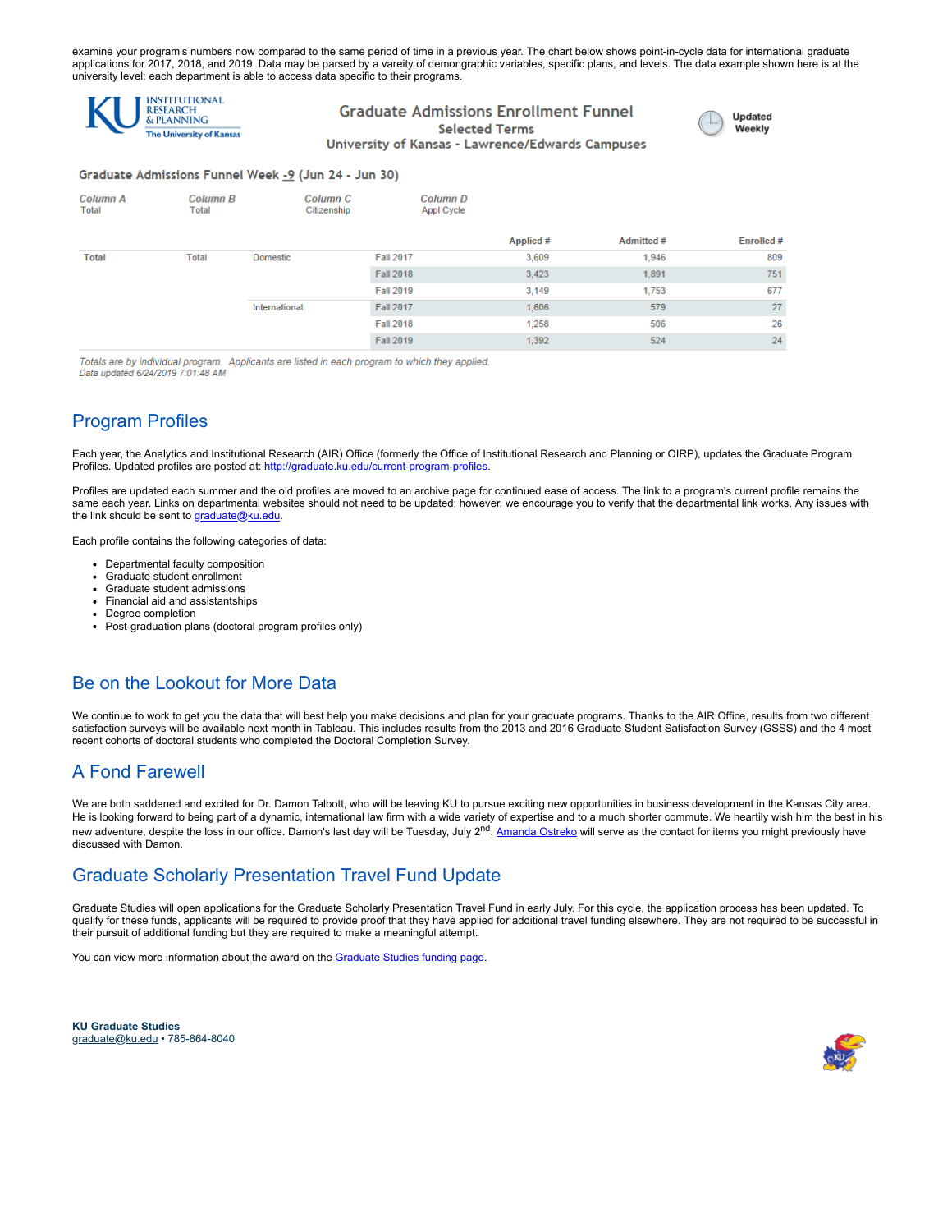examine your program's numbers now compared to the same period of time in a previous year. The chart below shows point-in-cycle data for international graduate applications for 2017, 2018, and 2019. Data may be parsed by a vareity of demographic variables, specific plans, and levels. The data example shown here is at the university level; each department is able to access data specific to their programs.

KU INSTITUTIONAL RESEARCH & PLANNING The University of Kansas

Graduate Admissions Enrollment Funnel
Selected Terms
University of Kansas - Lawrence/Edwards Campuses

Updated Weekly

Graduate Admissions Funnel Week -9 (Jun 24 - Jun 30)

| Column A Total | Column B Total | Column C Citizenship | Column D Appl Cycle | Applied # | Admitted # | Enrolled # |
|---|---|---|---|---|---|---|
| Total | Total | Domestic | Fall 2017 | 3,609 | 1,946 | 809 |
| | | | Fall 2018 | 3,423 | 1,891 | 751 |
| | | | Fall 2019 | 3,149 | 1,753 | 677 |
| | | International | Fall 2017 | 1,606 | 579 | 27 |
| | | | Fall 2018 | 1,258 | 506 | 26 |
| | | | Fall 2019 | 1,392 | 524 | 24 |

*Totals are by individual program. Applicants are listed in each program to which they applied.*
*Data updated 6/24/2019 7:01:48 AM*

## Program Profiles

Each year, the Analytics and Institutional Research (AIR) Office (formerly the Office of Institutional Research and Planning or OIRP), updates the Graduate Program Profiles. Updated profiles are posted at: http://graduate.ku.edu/current-program-profiles.

Profiles are updated each summer and the old profiles are moved to an archive page for continued ease of access. The link to a program's current profile remains the same each year. Links on departmental websites should not need to be updated; however, we encourage you to verify that the departmental link works. Any issues with the link should be sent to graduate@ku.edu.

Each profile contains the following categories of data:

- Departmental faculty composition
- Graduate student enrollment
- Graduate student admissions
- Financial aid and assistantships
- Degree completion
- Post-graduation plans (doctoral program profiles only)

## Be on the Lookout for More Data

We continue to work to get you the data that will best help you make decisions and plan for your graduate programs. Thanks to the AIR Office, results from two different satisfaction surveys will be available next month in Tableau. This includes results from the 2013 and 2016 Graduate Student Satisfaction Survey (GSSS) and the 4 most recent cohorts of doctoral students who completed the Doctoral Completion Survey.

## A Fond Farewell

We are both saddened and excited for Dr. Damon Talbott, who will be leaving KU to pursue exciting new opportunities in business development in the Kansas City area. He is looking forward to being part of a dynamic, international law firm with a wide variety of expertise and to a much shorter commute. We heartily wish him the best in his new adventure, despite the loss in our office. Damon's last day will be Tuesday, July 2nd. Amanda Ostreko will serve as the contact for items you might previously have discussed with Damon.

## Graduate Scholarly Presentation Travel Fund Update

Graduate Studies will open applications for the Graduate Scholarly Presentation Travel Fund in early July. For this cycle, the application process has been updated. To qualify for these funds, applicants will be required to provide proof that they have applied for additional travel funding elsewhere. They are not required to be successful in their pursuit of additional funding but they are required to make a meaningful attempt.

You can view more information about the award on the Graduate Studies funding page.

**KU Graduate Studies**
graduate@ku.edu • 785-864-8040